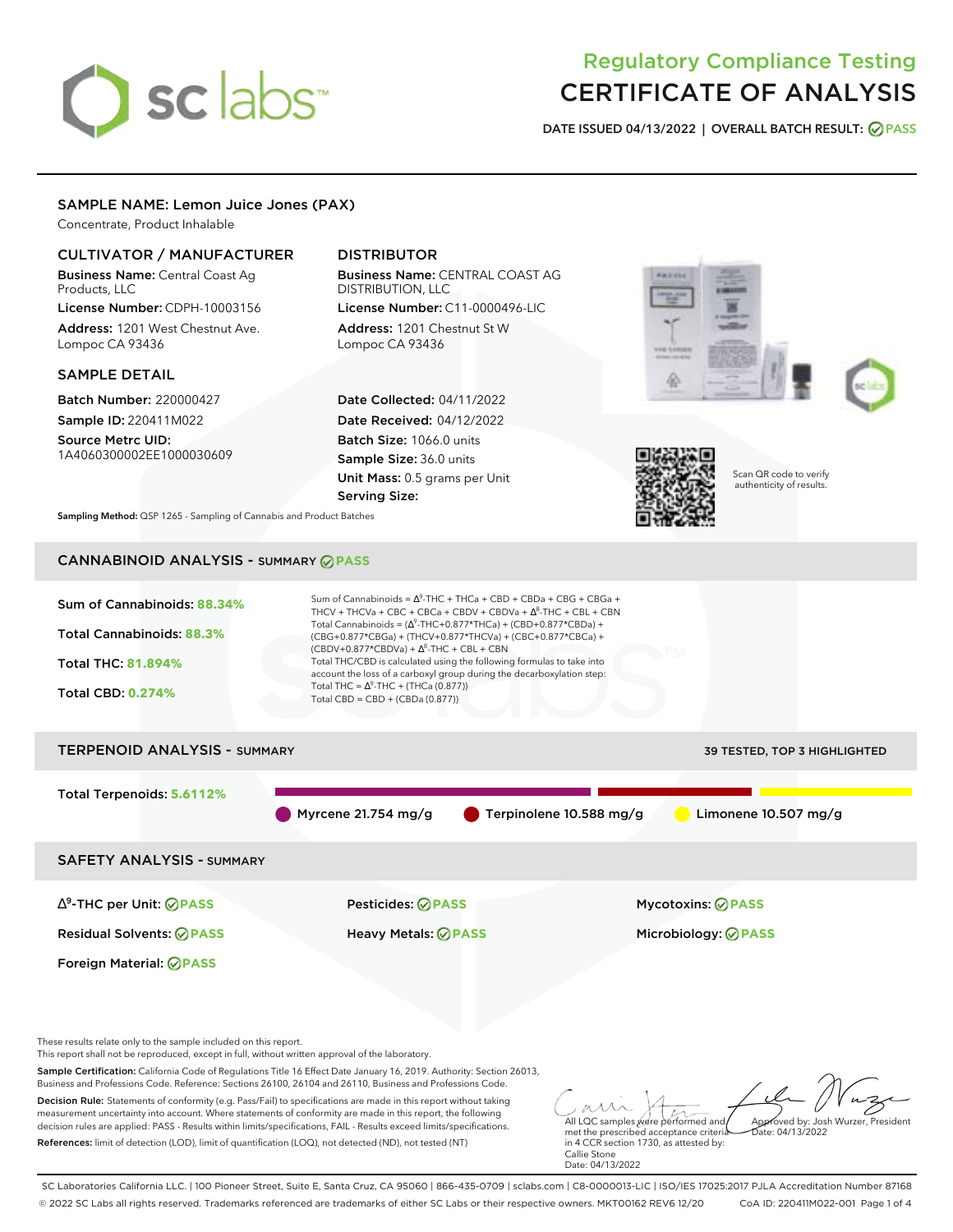# Regulatory Compliance Testing
# CERTIFICATE OF ANALYSIS

**DATE ISSUED** 04/13/2022 | **OVERALL BATCH RESULT:** PASS

## SAMPLE NAME: Lemon Juice Jones (PAX)

Concentrate, Product Inhalable

### CULTIVATOR / MANUFACTURER

**Business Name:** Central Coast Ag Products, LLC

**License Number:** CDPH-10003156

**Address:** 1201 West Chestnut Ave. Lompoc CA 93436

### DISTRIBUTOR

**Business Name:** CENTRAL COAST AG DISTRIBUTION, LLC

**License Number:** C11-0000496-LIC

**Address:** 1201 Chestnut St W Lompoc CA 93436

### SAMPLE DETAIL

**Batch Number:** 220000427

**Sample ID:** 220411M022

**Source Metrc UID:** 1A4060300002EE1000030609

**Date Collected:** 04/11/2022

**Date Received:** 04/12/2022

**Batch Size:** 1066.0 units

**Sample Size:** 36.0 units

**Unit Mass:** 0.5 grams per Unit

**Serving Size:**

Scan QR code to verify authenticity of results.

**Sampling Method:** QSP 1265 - Sampling of Cannabis and Product Batches

## CANNABINOID ANALYSIS - SUMMARY PASS

**Sum of Cannabinoids:** 88.34%

**Total Cannabinoids:** 88.3%

**Total THC:** 81.894%

**Total CBD:** 0.274%

Sum of Cannabinoids = $\Delta^9$-THC + THCa + CBD + CBDa + CBG + CBGa + THCV + THCVa + CBC + CBCa + CBDV + CBDVa + $\Delta^8$-THC + CBL + CBN

Total Cannabinoids = ($\Delta^9$-THC+0.877*THCa) + (CBD+0.877*CBDa) + (CBG+0.877*CBGa) + (THCV+0.877*THCVa) + (CBC+0.877*CBCa) + (CBDV+0.877*CBDVa) + $\Delta^8$-THC + CBL + CBN

Total THC/CBD is calculated using the following formulas to take into account the loss of a carboxyl group during the decarboxylation step:

Total THC = $\Delta^9$-THC + (THCa (0.877))

Total CBD = CBD + (CBDa (0.877))

## TERPENOID ANALYSIS - SUMMARY

39 TESTED, TOP 3 HIGHLIGHTED

**Total Terpenoids:** 5.6112%

Myrcene 21.754 mg/g | Terpinolene 10.588 mg/g | Limonene 10.507 mg/g

## SAFETY ANALYSIS - SUMMARY

| | | |
|---|---|---|
| $\Delta^9$-THC per Unit: PASS | Pesticides: PASS | Mycotoxins: PASS |
| Residual Solvents: PASS | Heavy Metals: PASS | Microbiology: PASS |
| Foreign Material: PASS | | |

These results relate only to the sample included on this report.
This report shall not be reproduced, except in full, without written approval of the laboratory.

**Sample Certification:** California Code of Regulations Title 16 Effect Date January 16, 2019. Authority: Section 26013, Business and Professions Code. Reference: Sections 26100, 26104 and 26110, Business and Professions Code.

**Decision Rule:** Statements of conformity (e.g. Pass/Fail) to specifications are made in this report without taking measurement uncertainty into account. Where statements of conformity are made in this report, the following decision rules are applied: PASS - Results within limits/specifications, FAIL - Results exceed limits/specifications.

**References:** limit of detection (LOD), limit of quantification (LOQ), not detected (ND), not tested (NT)

All LQC samples were performed and met the prescribed acceptance criteria in 4 CCR section 1730, as attested by: Callie Stone
Date: 04/13/2022

Approved by: Josh Wurzer, President
Date: 04/13/2022

SC Laboratories California LLC. | 100 Pioneer Street, Suite E, Santa Cruz, CA 95060 | 866-435-0709 | sclabs.com | C8-0000013-LIC | ISO/IES 17025:2017 PJLA Accreditation Number 87168
© 2022 SC Labs all rights reserved. Trademarks referenced are trademarks of either SC Labs or their respective owners. MKT00162 REV6 12/20 CoA ID: 220411M022-001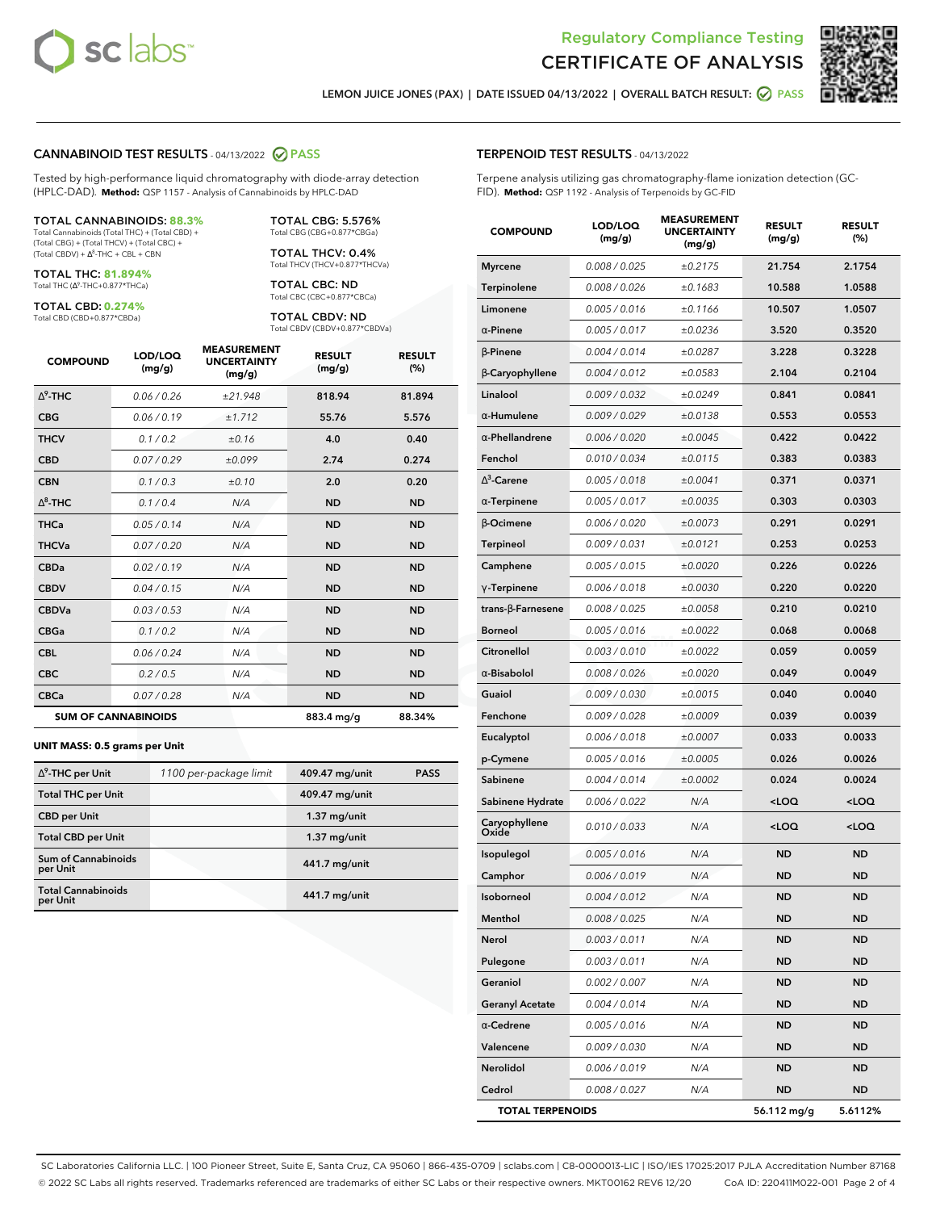Regulatory Compliance Testing
# CERTIFICATE OF ANALYSIS

LEMON JUICE JONES (PAX) | DATE ISSUED 04/13/2022 | OVERALL BATCH RESULT: PASS

## CANNABINOID TEST RESULTS - 04/13/2022 PASS

Tested by high-performance liquid chromatography with diode-array detection (HPLC-DAD). **Method:** QSP 1157 - Analysis of Cannabinoids by HPLC-DAD

**TOTAL CANNABINOIDS: 88.3%**
Total Cannabinoids (Total THC) + (Total CBD) + (Total CBG) + (Total THCV) + (Total CBC) + (Total CBDV) + $\Delta^8$-THC + CBL + CBN

**TOTAL THC: 81.894%**
Total THC ($\Delta^9$-THC+0.877*THCa)

**TOTAL CBD: 0.274%**
Total CBD (CBD+0.877*CBDa)

**TOTAL CBG: 5.576%**
Total CBG (CBG+0.877*CBGa)

**TOTAL THCV: 0.4%**
Total THCV (THCV+0.877*THCVa)

**TOTAL CBC: ND**
Total CBC (CBC+0.877*CBCa)

**TOTAL CBDV: ND**
Total CBDV (CBDV+0.877*CBDVa)

| COMPOUND | LOD/LOQ (mg/g) | MEASUREMENT UNCERTAINTY (mg/g) | RESULT (mg/g) | RESULT (%) |
|---|---|---|---|---|
| $\Delta^9$-THC | 0.06 / 0.26 | ±21.948 | 818.94 | 81.894 |
| CBG | 0.06 / 0.19 | ±1.712 | 55.76 | 5.576 |
| THCV | 0.1 / 0.2 | ±0.16 | 4.0 | 0.40 |
| CBD | 0.07 / 0.29 | ±0.099 | 2.74 | 0.274 |
| CBN | 0.1 / 0.3 | ±0.10 | 2.0 | 0.20 |
| $\Delta^8$-THC | 0.1 / 0.4 | N/A | ND | ND |
| THCa | 0.05 / 0.14 | N/A | ND | ND |
| THCVa | 0.07 / 0.20 | N/A | ND | ND |
| CBDa | 0.02 / 0.19 | N/A | ND | ND |
| CBDV | 0.04 / 0.15 | N/A | ND | ND |
| CBDVa | 0.03 / 0.53 | N/A | ND | ND |
| CBGa | 0.1 / 0.2 | N/A | ND | ND |
| CBL | 0.06 / 0.24 | N/A | ND | ND |
| CBC | 0.2 / 0.5 | N/A | ND | ND |
| CBCa | 0.07 / 0.28 | N/A | ND | ND |
| **SUM OF CANNABINOIDS** | | | 883.4 mg/g | 88.34% |

**UNIT MASS: 0.5 grams per Unit**

| | | | |
|---|---|---|---|
| $\Delta^9$-THC per Unit | 1100 per-package limit | 409.47 mg/unit | PASS |
| Total THC per Unit | | 409.47 mg/unit | |
| CBD per Unit | | 1.37 mg/unit | |
| Total CBD per Unit | | 1.37 mg/unit | |
| Sum of Cannabinoids per Unit | | 441.7 mg/unit | |
| Total Cannabinoids per Unit | | 441.7 mg/unit | |

## TERPENOID TEST RESULTS - 04/13/2022

Terpene analysis utilizing gas chromatography-flame ionization detection (GC-FID). **Method:** QSP 1192 - Analysis of Terpenoids by GC-FID

| COMPOUND | LOD/LOQ (mg/g) | MEASUREMENT UNCERTAINTY (mg/g) | RESULT (mg/g) | RESULT (%) |
|---|---|---|---|---|
| Myrcene | 0.008 / 0.025 | ±0.2175 | 21.754 | 2.1754 |
| Terpinolene | 0.008 / 0.026 | ±0.1683 | 10.588 | 1.0588 |
| Limonene | 0.005 / 0.016 | ±0.1166 | 10.507 | 1.0507 |
| α-Pinene | 0.005 / 0.017 | ±0.0236 | 3.520 | 0.3520 |
| β-Pinene | 0.004 / 0.014 | ±0.0287 | 3.228 | 0.3228 |
| β-Caryophyllene | 0.004 / 0.012 | ±0.0583 | 2.104 | 0.2104 |
| Linalool | 0.009 / 0.032 | ±0.0249 | 0.841 | 0.0841 |
| α-Humulene | 0.009 / 0.029 | ±0.0138 | 0.553 | 0.0553 |
| α-Phellandrene | 0.006 / 0.020 | ±0.0045 | 0.422 | 0.0422 |
| Fenchol | 0.010 / 0.034 | ±0.0115 | 0.383 | 0.0383 |
| $\Delta^3$-Carene | 0.005 / 0.018 | ±0.0041 | 0.371 | 0.0371 |
| α-Terpinene | 0.005 / 0.017 | ±0.0035 | 0.303 | 0.0303 |
| β-Ocimene | 0.006 / 0.020 | ±0.0073 | 0.291 | 0.0291 |
| Terpineol | 0.009 / 0.031 | ±0.0121 | 0.253 | 0.0253 |
| Camphene | 0.005 / 0.015 | ±0.0020 | 0.226 | 0.0226 |
| γ-Terpinene | 0.006 / 0.018 | ±0.0030 | 0.220 | 0.0220 |
| trans-β-Farnesene | 0.008 / 0.025 | ±0.0058 | 0.210 | 0.0210 |
| Borneol | 0.005 / 0.016 | ±0.0022 | 0.068 | 0.0068 |
| Citronellol | 0.003 / 0.010 | ±0.0022 | 0.059 | 0.0059 |
| α-Bisabolol | 0.008 / 0.026 | ±0.0020 | 0.049 | 0.0049 |
| Guaiol | 0.009 / 0.030 | ±0.0015 | 0.040 | 0.0040 |
| Fenchone | 0.009 / 0.028 | ±0.0009 | 0.039 | 0.0039 |
| Eucalyptol | 0.006 / 0.018 | ±0.0007 | 0.033 | 0.0033 |
| p-Cymene | 0.005 / 0.016 | ±0.0005 | 0.026 | 0.0026 |
| Sabinene | 0.004 / 0.014 | ±0.0002 | 0.024 | 0.0024 |
| Sabinene Hydrate | 0.006 / 0.022 | N/A | <LOQ | <LOQ |
| Caryophyllene Oxide | 0.010 / 0.033 | N/A | <LOQ | <LOQ |
| Isopulegol | 0.005 / 0.016 | N/A | ND | ND |
| Camphor | 0.006 / 0.019 | N/A | ND | ND |
| Isoborneol | 0.004 / 0.012 | N/A | ND | ND |
| Menthol | 0.008 / 0.025 | N/A | ND | ND |
| Nerol | 0.003 / 0.011 | N/A | ND | ND |
| Pulegone | 0.003 / 0.011 | N/A | ND | ND |
| Geraniol | 0.002 / 0.007 | N/A | ND | ND |
| Geranyl Acetate | 0.004 / 0.014 | N/A | ND | ND |
| α-Cedrene | 0.005 / 0.016 | N/A | ND | ND |
| Valencene | 0.009 / 0.030 | N/A | ND | ND |
| Nerolidol | 0.006 / 0.019 | N/A | ND | ND |
| Cedrol | 0.008 / 0.027 | N/A | ND | ND |
| **TOTAL TERPENOIDS** | | | 56.112 mg/g | 5.6112% |

SC Laboratories California LLC. | 100 Pioneer Street, Suite E, Santa Cruz, CA 95060 | 866-435-0709 | sclabs.com | C8-0000013-LIC | ISO/IES 17025:2017 PJLA Accreditation Number 87168
© 2022 SC Labs all rights reserved. Trademarks referenced are trademarks of either SC Labs or their respective owners. MKT00162 REV6 12/20 CoA ID: 220411M022-001